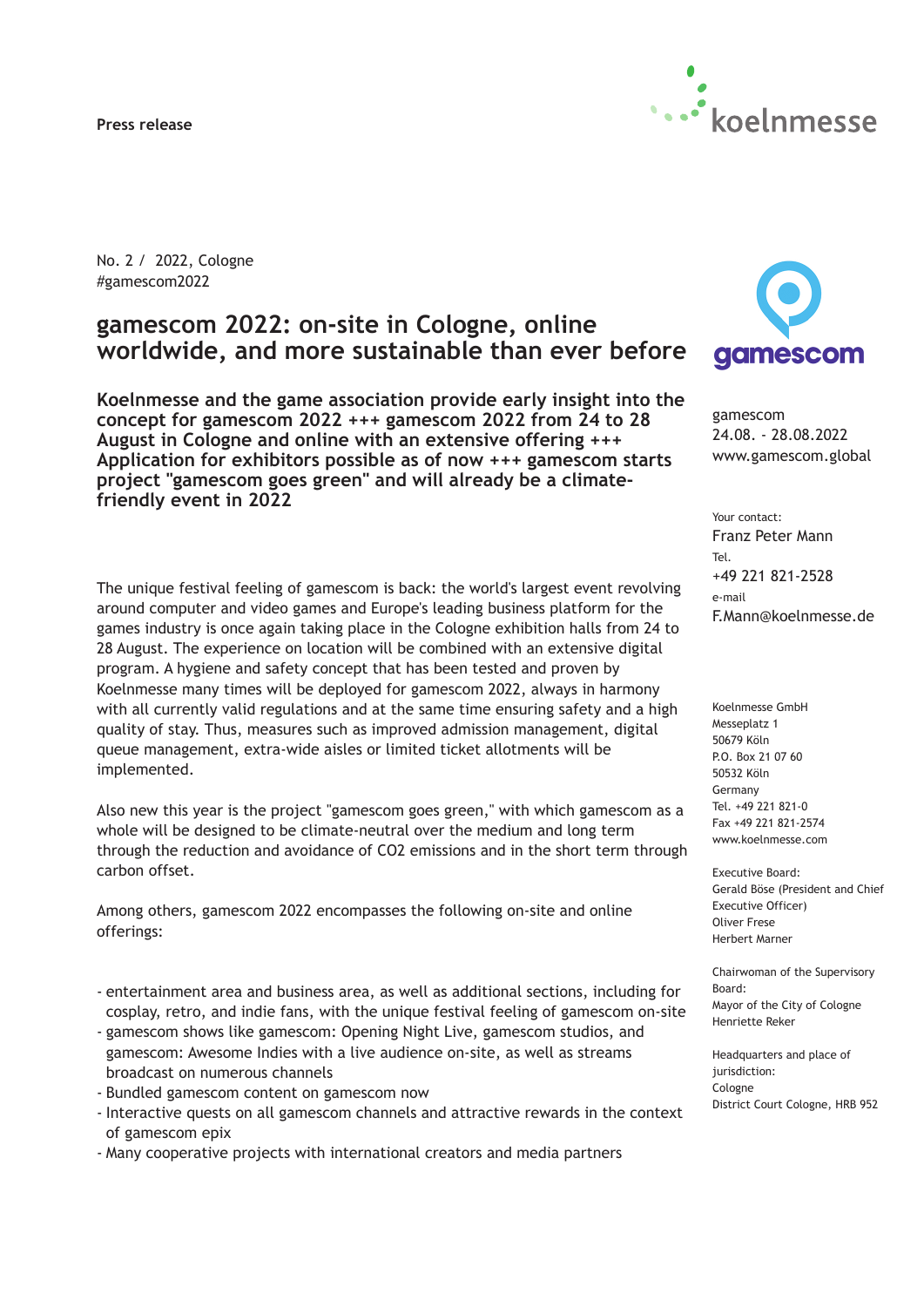Press release

No. 2 / 2022, Cologne
#gamescom2022

# gamescom 2022: on-site in Cologne, online worldwide, and more sustainable than ever before

**Koelnmesse and the game association provide early insight into the concept for gamescom 2022 +++ gamescom 2022 from 24 to 28 August in Cologne and online with an extensive offering +++ Application for exhibitors possible as of now +++ gamescom starts project "gamescom goes green" and will already be a climate-friendly event in 2022**

The unique festival feeling of gamescom is back: the world's largest event revolving around computer and video games and Europe's leading business platform for the games industry is once again taking place in the Cologne exhibition halls from 24 to 28 August. The experience on location will be combined with an extensive digital program. A hygiene and safety concept that has been tested and proven by Koelnmesse many times will be deployed for gamescom 2022, always in harmony with all currently valid regulations and at the same time ensuring safety and a high quality of stay. Thus, measures such as improved admission management, digital queue management, extra-wide aisles or limited ticket allotments will be implemented.

Also new this year is the project "gamescom goes green," with which gamescom as a whole will be designed to be climate-neutral over the medium and long term through the reduction and avoidance of $CO_2$ emissions and in the short term through carbon offset.

Among others, gamescom 2022 encompasses the following on-site and online offerings:

- entertainment area and business area, as well as additional sections, including for cosplay, retro, and indie fans, with the unique festival feeling of gamescom on-site
- gamescom shows like gamescom: Opening Night Live, gamescom studios, and gamescom: Awesome Indies with a live audience on-site, as well as streams broadcast on numerous channels
- Bundled gamescom content on gamescom now
- Interactive quests on all gamescom channels and attractive rewards in the context of gamescom epix
- Many cooperative projects with international creators and media partners

gamescom
24.08. - 28.08.2022
www.gamescom.global

Your contact:
Franz Peter Mann
Tel.
+49 221 821-2528
e-mail
F.Mann@koelnmesse.de

Koelnmesse GmbH
Messeplatz 1
50679 Köln
P.O. Box 21 07 60
50532 Köln
Germany
Tel. +49 221 821-0
Fax +49 221 821-2574
www.koelnmesse.com

Executive Board:
Gerald Böse (President and Chief Executive Officer)
Oliver Frese
Herbert Marner

Chairwoman of the Supervisory Board:
Mayor of the City of Cologne
Henriette Reker

Headquarters and place of jurisdiction:
Cologne
District Court Cologne, HRB 952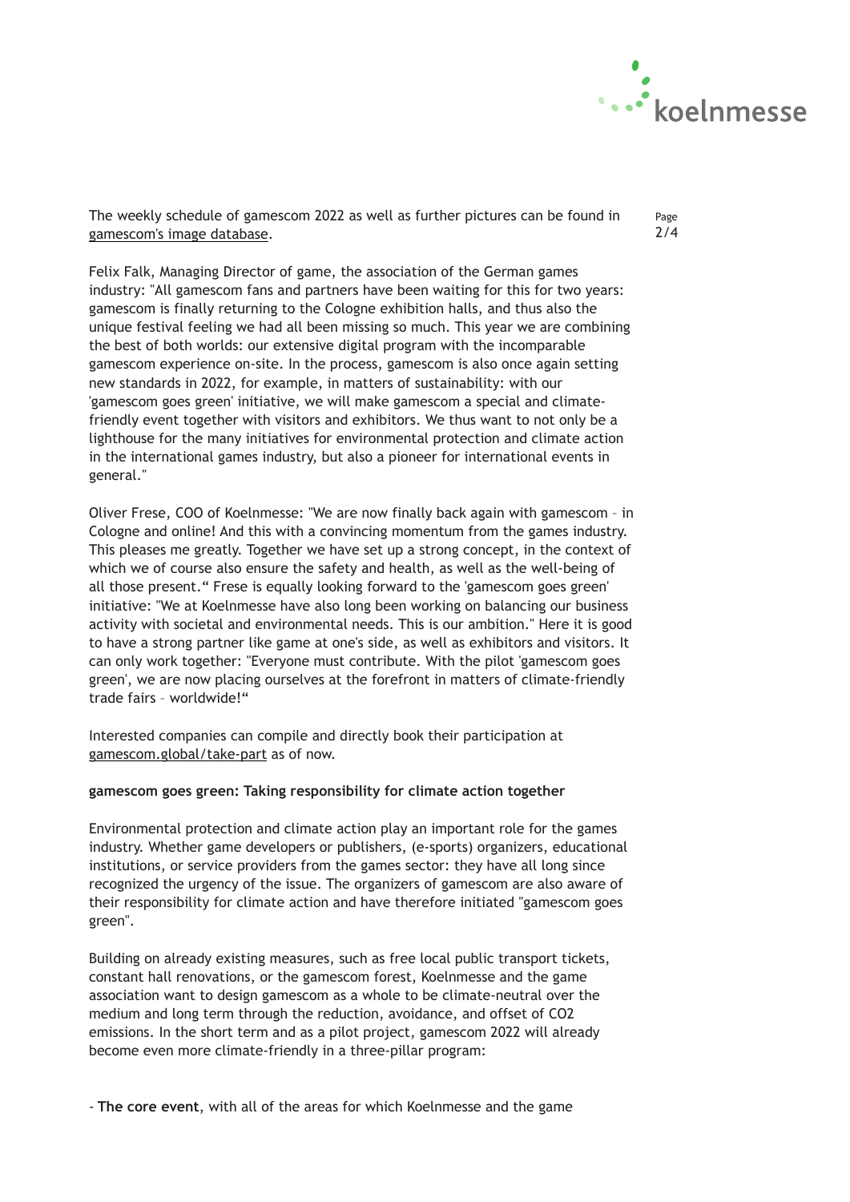The weekly schedule of gamescom 2022 as well as further pictures can be found in gamescom's image database.

Felix Falk, Managing Director of game, the association of the German games industry: "All gamescom fans and partners have been waiting for this for two years: gamescom is finally returning to the Cologne exhibition halls, and thus also the unique festival feeling we had all been missing so much. This year we are combining the best of both worlds: our extensive digital program with the incomparable gamescom experience on-site. In the process, gamescom is also once again setting new standards in 2022, for example, in matters of sustainability: with our 'gamescom goes green' initiative, we will make gamescom a special and climate-friendly event together with visitors and exhibitors. We thus want to not only be a lighthouse for the many initiatives for environmental protection and climate action in the international games industry, but also a pioneer for international events in general."

Oliver Frese, COO of Koelnmesse: "We are now finally back again with gamescom – in Cologne and online! And this with a convincing momentum from the games industry. This pleases me greatly. Together we have set up a strong concept, in the context of which we of course also ensure the safety and health, as well as the well-being of all those present." Frese is equally looking forward to the 'gamescom goes green' initiative: "We at Koelnmesse have also long been working on balancing our business activity with societal and environmental needs. This is our ambition." Here it is good to have a strong partner like game at one's side, as well as exhibitors and visitors. It can only work together: "Everyone must contribute. With the pilot 'gamescom goes green', we are now placing ourselves at the forefront in matters of climate-friendly trade fairs – worldwide!"

Interested companies can compile and directly book their participation at gamescom.global/take-part as of now.

**gamescom goes green: Taking responsibility for climate action together**

Environmental protection and climate action play an important role for the games industry. Whether game developers or publishers, (e-sports) organizers, educational institutions, or service providers from the games sector: they have all long since recognized the urgency of the issue. The organizers of gamescom are also aware of their responsibility for climate action and have therefore initiated "gamescom goes green".

Building on already existing measures, such as free local public transport tickets, constant hall renovations, or the gamescom forest, Koelnmesse and the game association want to design gamescom as a whole to be climate-neutral over the medium and long term through the reduction, avoidance, and offset of $CO_2$ emissions. In the short term and as a pilot project, gamescom 2022 will already become even more climate-friendly in a three-pillar program:

- **The core event**, with all of the areas for which Koelnmesse and the game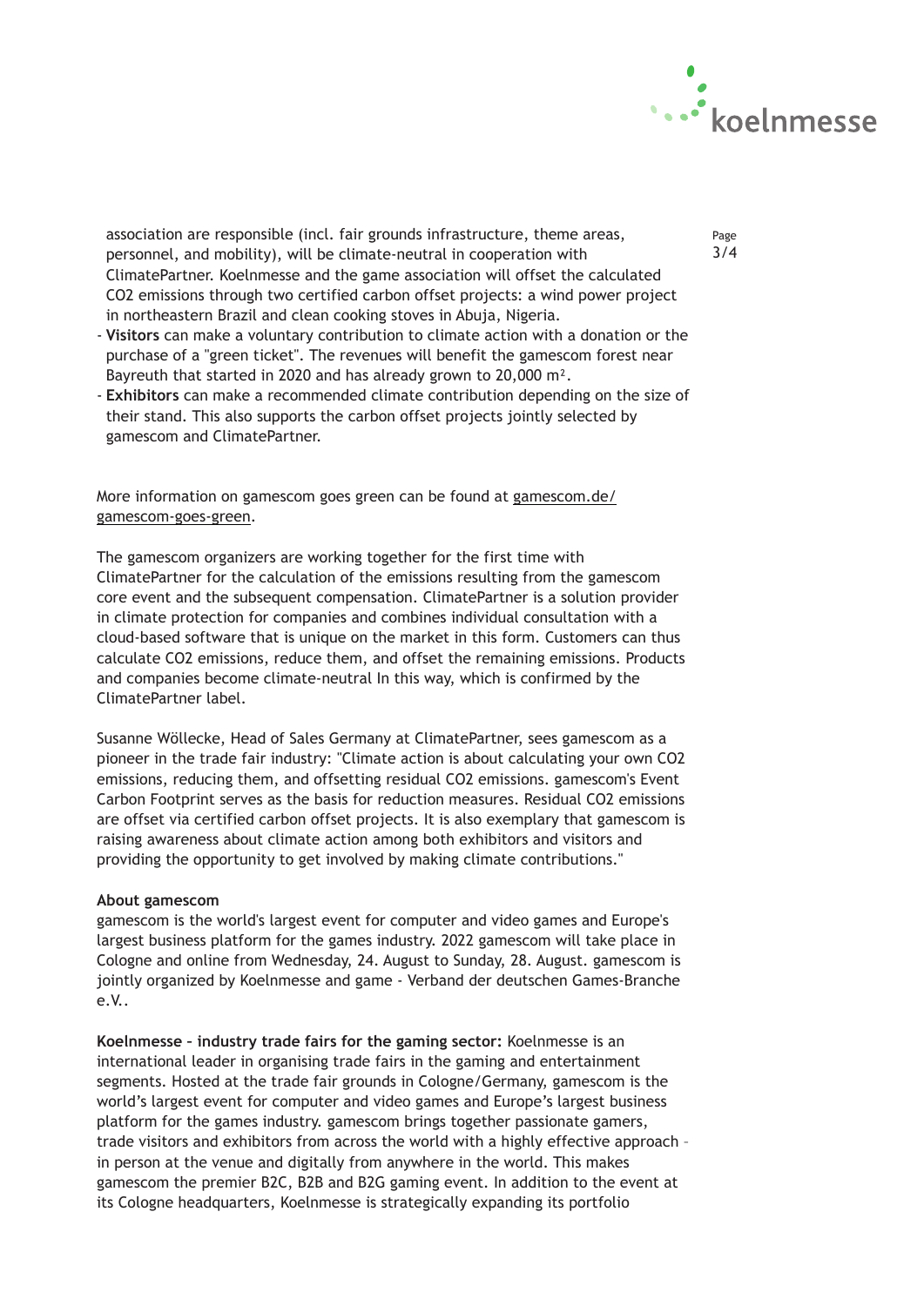association are responsible (incl. fair grounds infrastructure, theme areas, personnel, and mobility), will be climate-neutral in cooperation with ClimatePartner. Koelnmesse and the game association will offset the calculated $CO_2$ emissions through two certified carbon offset projects: a wind power project in northeastern Brazil and clean cooking stoves in Abuja, Nigeria.
- **Visitors** can make a voluntary contribution to climate action with a donation or the purchase of a "green ticket". The revenues will benefit the gamescom forest near Bayreuth that started in 2020 and has already grown to 20,000 $m^2$.
- **Exhibitors** can make a recommended climate contribution depending on the size of their stand. This also supports the carbon offset projects jointly selected by gamescom and ClimatePartner.

More information on gamescom goes green can be found at gamescom.de/gamescom-goes-green.

The gamescom organizers are working together for the first time with ClimatePartner for the calculation of the emissions resulting from the gamescom core event and the subsequent compensation. ClimatePartner is a solution provider in climate protection for companies and combines individual consultation with a cloud-based software that is unique on the market in this form. Customers can thus calculate $CO_2$ emissions, reduce them, and offset the remaining emissions. Products and companies become climate-neutral In this way, which is confirmed by the ClimatePartner label.

Susanne Wöllecke, Head of Sales Germany at ClimatePartner, sees gamescom as a pioneer in the trade fair industry: "Climate action is about calculating your own $CO_2$ emissions, reducing them, and offsetting residual $CO_2$ emissions. gamescom's Event Carbon Footprint serves as the basis for reduction measures. Residual $CO_2$ emissions are offset via certified carbon offset projects. It is also exemplary that gamescom is raising awareness about climate action among both exhibitors and visitors and providing the opportunity to get involved by making climate contributions."

**About gamescom**
gamescom is the world's largest event for computer and video games and Europe's largest business platform for the games industry. 2022 gamescom will take place in Cologne and online from Wednesday, 24. August to Sunday, 28. August. gamescom is jointly organized by Koelnmesse and game - Verband der deutschen Games-Branche e.V..

**Koelnmesse – industry trade fairs for the gaming sector:** Koelnmesse is an international leader in organising trade fairs in the gaming and entertainment segments. Hosted at the trade fair grounds in Cologne/Germany, gamescom is the world's largest event for computer and video games and Europe's largest business platform for the games industry. gamescom brings together passionate gamers, trade visitors and exhibitors from across the world with a highly effective approach – in person at the venue and digitally from anywhere in the world. This makes gamescom the premier B2C, B2B and B2G gaming event. In addition to the event at its Cologne headquarters, Koelnmesse is strategically expanding its portfolio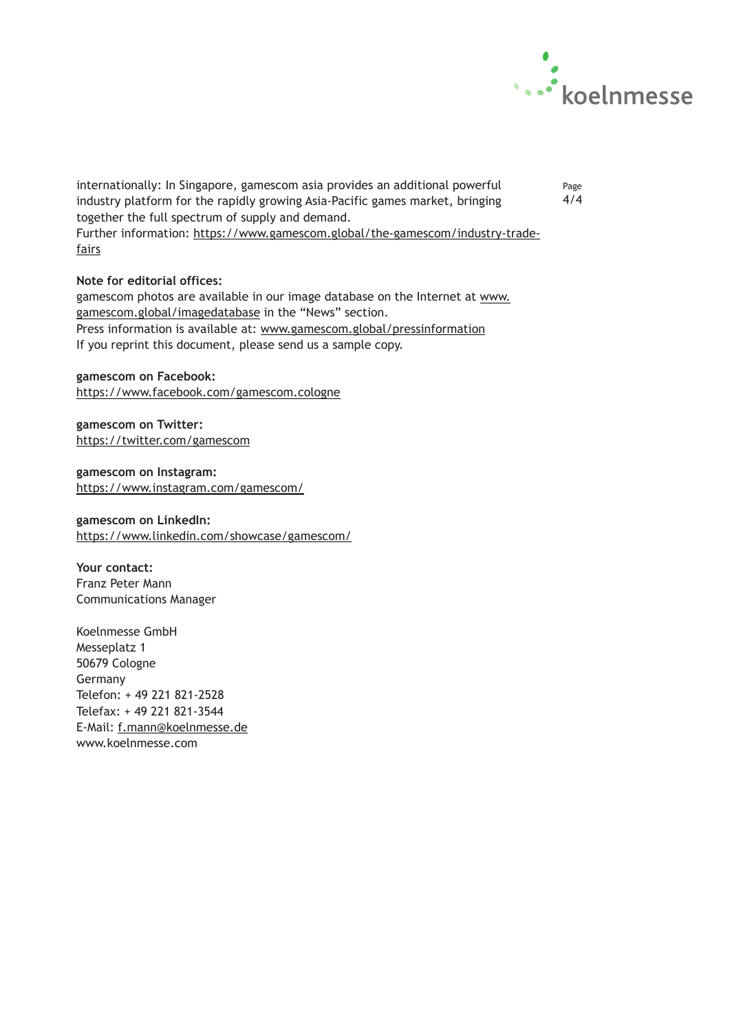internationally: In Singapore, gamescom asia provides an additional powerful industry platform for the rapidly growing Asia-Pacific games market, bringing together the full spectrum of supply and demand.
Further information: https://www.gamescom.global/the-gamescom/industry-trade-fairs

**Note for editorial offices:**
gamescom photos are available in our image database on the Internet at www.gamescom.global/imagedatabase in the "News" section.
Press information is available at: www.gamescom.global/pressinformation
If you reprint this document, please send us a sample copy.

**gamescom on Facebook:**
https://www.facebook.com/gamescom.cologne

**gamescom on Twitter:**
https://twitter.com/gamescom

**gamescom on Instagram:**
https://www.instagram.com/gamescom/

**gamescom on LinkedIn:**
https://www.linkedin.com/showcase/gamescom/

**Your contact:**
Franz Peter Mann
Communications Manager

Koelnmesse GmbH
Messeplatz 1
50679 Cologne
Germany
Telefon: + 49 221 821-2528
Telefax: + 49 221 821-3544
E-Mail: f.mann@koelnmesse.de
www.koelnmesse.com